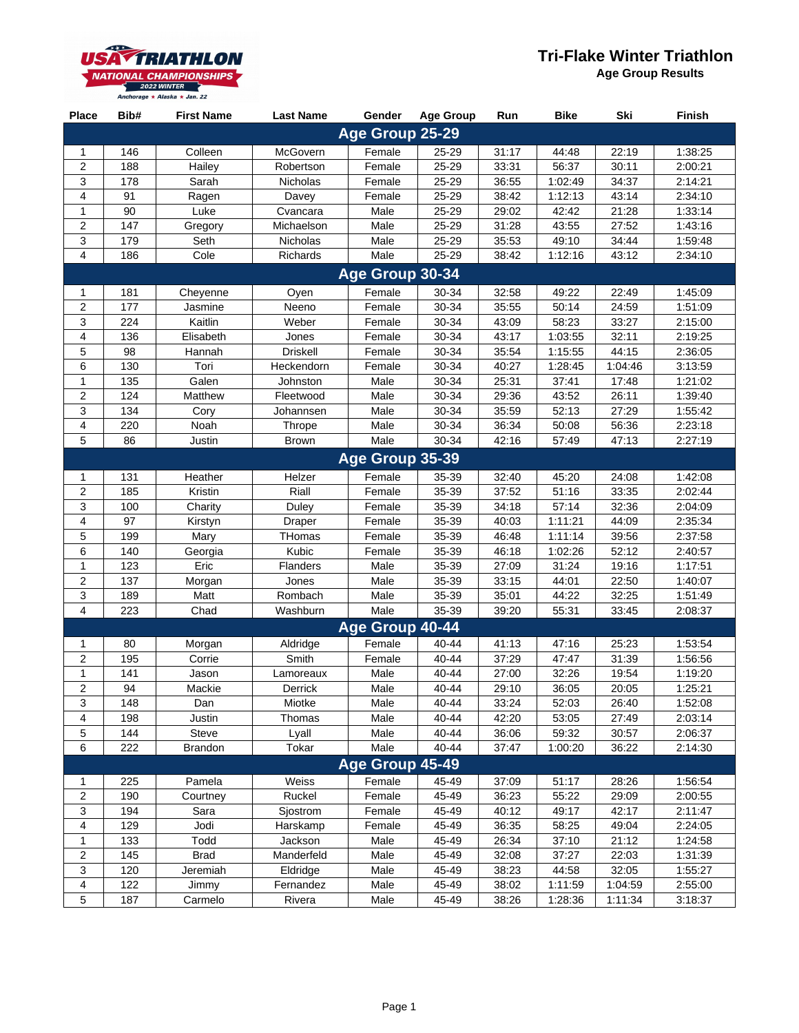USA TRIATHLON NATIONAL CHAMPIONSHIPS 2022 WINTER Anchorage ★ Alaska ★ Jan. 22

# Tri-Flake Winter Triathlon

## Age Group Results

| Place | Bib# | First Name | Last Name | Gender | Age Group | Run | Bike | Ski | Finish |
|---|---|---|---|---|---|---|---|---|---|
| **Age Group 25-29** | | | | | | | | | |
| 1 | 146 | Colleen | McGovern | Female | 25-29 | 31:17 | 44:48 | 22:19 | 1:38:25 |
| 2 | 188 | Hailey | Robertson | Female | 25-29 | 33:31 | 56:37 | 30:11 | 2:00:21 |
| 3 | 178 | Sarah | Nicholas | Female | 25-29 | 36:55 | 1:02:49 | 34:37 | 2:14:21 |
| 4 | 91 | Ragen | Davey | Female | 25-29 | 38:42 | 1:12:13 | 43:14 | 2:34:10 |
| 1 | 90 | Luke | Cvancara | Male | 25-29 | 29:02 | 42:42 | 21:28 | 1:33:14 |
| 2 | 147 | Gregory | Michaelson | Male | 25-29 | 31:28 | 43:55 | 27:52 | 1:43:16 |
| 3 | 179 | Seth | Nicholas | Male | 25-29 | 35:53 | 49:10 | 34:44 | 1:59:48 |
| 4 | 186 | Cole | Richards | Male | 25-29 | 38:42 | 1:12:16 | 43:12 | 2:34:10 |
| **Age Group 30-34** | | | | | | | | | |
| 1 | 181 | Cheyenne | Oyen | Female | 30-34 | 32:58 | 49:22 | 22:49 | 1:45:09 |
| 2 | 177 | Jasmine | Neeno | Female | 30-34 | 35:55 | 50:14 | 24:59 | 1:51:09 |
| 3 | 224 | Kaitlin | Weber | Female | 30-34 | 43:09 | 58:23 | 33:27 | 2:15:00 |
| 4 | 136 | Elisabeth | Jones | Female | 30-34 | 43:17 | 1:03:55 | 32:11 | 2:19:25 |
| 5 | 98 | Hannah | Driskell | Female | 30-34 | 35:54 | 1:15:55 | 44:15 | 2:36:05 |
| 6 | 130 | Tori | Heckendorn | Female | 30-34 | 40:27 | 1:28:45 | 1:04:46 | 3:13:59 |
| 1 | 135 | Galen | Johnston | Male | 30-34 | 25:31 | 37:41 | 17:48 | 1:21:02 |
| 2 | 124 | Matthew | Fleetwood | Male | 30-34 | 29:36 | 43:52 | 26:11 | 1:39:40 |
| 3 | 134 | Cory | Johannsen | Male | 30-34 | 35:59 | 52:13 | 27:29 | 1:55:42 |
| 4 | 220 | Noah | Thrope | Male | 30-34 | 36:34 | 50:08 | 56:36 | 2:23:18 |
| 5 | 86 | Justin | Brown | Male | 30-34 | 42:16 | 57:49 | 47:13 | 2:27:19 |
| **Age Group 35-39** | | | | | | | | | |
| 1 | 131 | Heather | Helzer | Female | 35-39 | 32:40 | 45:20 | 24:08 | 1:42:08 |
| 2 | 185 | Kristin | Riall | Female | 35-39 | 37:52 | 51:16 | 33:35 | 2:02:44 |
| 3 | 100 | Charity | Duley | Female | 35-39 | 34:18 | 57:14 | 32:36 | 2:04:09 |
| 4 | 97 | Kirstyn | Draper | Female | 35-39 | 40:03 | 1:11:21 | 44:09 | 2:35:34 |
| 5 | 199 | Mary | THomas | Female | 35-39 | 46:48 | 1:11:14 | 39:56 | 2:37:58 |
| 6 | 140 | Georgia | Kubic | Female | 35-39 | 46:18 | 1:02:26 | 52:12 | 2:40:57 |
| 1 | 123 | Eric | Flanders | Male | 35-39 | 27:09 | 31:24 | 19:16 | 1:17:51 |
| 2 | 137 | Morgan | Jones | Male | 35-39 | 33:15 | 44:01 | 22:50 | 1:40:07 |
| 3 | 189 | Matt | Rombach | Male | 35-39 | 35:01 | 44:22 | 32:25 | 1:51:49 |
| 4 | 223 | Chad | Washburn | Male | 35-39 | 39:20 | 55:31 | 33:45 | 2:08:37 |
| **Age Group 40-44** | | | | | | | | | |
| 1 | 80 | Morgan | Aldridge | Female | 40-44 | 41:13 | 47:16 | 25:23 | 1:53:54 |
| 2 | 195 | Corrie | Smith | Female | 40-44 | 37:29 | 47:47 | 31:39 | 1:56:56 |
| 1 | 141 | Jason | Lamoreaux | Male | 40-44 | 27:00 | 32:26 | 19:54 | 1:19:20 |
| 2 | 94 | Mackie | Derrick | Male | 40-44 | 29:10 | 36:05 | 20:05 | 1:25:21 |
| 3 | 148 | Dan | Miotke | Male | 40-44 | 33:24 | 52:03 | 26:40 | 1:52:08 |
| 4 | 198 | Justin | Thomas | Male | 40-44 | 42:20 | 53:05 | 27:49 | 2:03:14 |
| 5 | 144 | Steve | Lyall | Male | 40-44 | 36:06 | 59:32 | 30:57 | 2:06:37 |
| 6 | 222 | Brandon | Tokar | Male | 40-44 | 37:47 | 1:00:20 | 36:22 | 2:14:30 |
| **Age Group 45-49** | | | | | | | | | |
| 1 | 225 | Pamela | Weiss | Female | 45-49 | 37:09 | 51:17 | 28:26 | 1:56:54 |
| 2 | 190 | Courtney | Ruckel | Female | 45-49 | 36:23 | 55:22 | 29:09 | 2:00:55 |
| 3 | 194 | Sara | Sjostrom | Female | 45-49 | 40:12 | 49:17 | 42:17 | 2:11:47 |
| 4 | 129 | Jodi | Harskamp | Female | 45-49 | 36:35 | 58:25 | 49:04 | 2:24:05 |
| 1 | 133 | Todd | Jackson | Male | 45-49 | 26:34 | 37:10 | 21:12 | 1:24:58 |
| 2 | 145 | Brad | Manderfeld | Male | 45-49 | 32:08 | 37:27 | 22:03 | 1:31:39 |
| 3 | 120 | Jeremiah | Eldridge | Male | 45-49 | 38:23 | 44:58 | 32:05 | 1:55:27 |
| 4 | 122 | Jimmy | Fernandez | Male | 45-49 | 38:02 | 1:11:59 | 1:04:59 | 2:55:00 |
| 5 | 187 | Carmelo | Rivera | Male | 45-49 | 38:26 | 1:28:36 | 1:11:34 | 3:18:37 |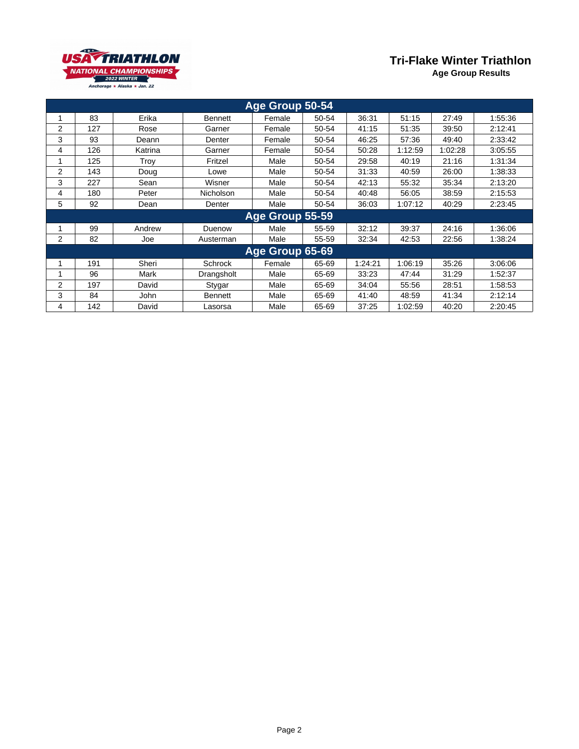# Tri-Flake Winter Triathlon

**Age Group Results**

| | | | | | | | | | |
|---|---|---|---|---|---|---|---|---|---|
| **Age Group 50-54** | | | | | | | | | |
| 1 | 83 | Erika | Bennett | Female | 50-54 | 36:31 | 51:15 | 27:49 | 1:55:36 |
| 2 | 127 | Rose | Garner | Female | 50-54 | 41:15 | 51:35 | 39:50 | 2:12:41 |
| 3 | 93 | Deann | Denter | Female | 50-54 | 46:25 | 57:36 | 49:40 | 2:33:42 |
| 4 | 126 | Katrina | Garner | Female | 50-54 | 50:28 | 1:12:59 | 1:02:28 | 3:05:55 |
| 1 | 125 | Troy | Fritzel | Male | 50-54 | 29:58 | 40:19 | 21:16 | 1:31:34 |
| 2 | 143 | Doug | Lowe | Male | 50-54 | 31:33 | 40:59 | 26:00 | 1:38:33 |
| 3 | 227 | Sean | Wisner | Male | 50-54 | 42:13 | 55:32 | 35:34 | 2:13:20 |
| 4 | 180 | Peter | Nicholson | Male | 50-54 | 40:48 | 56:05 | 38:59 | 2:15:53 |
| 5 | 92 | Dean | Denter | Male | 50-54 | 36:03 | 1:07:12 | 40:29 | 2:23:45 |
| **Age Group 55-59** | | | | | | | | | |
| 1 | 99 | Andrew | Duenow | Male | 55-59 | 32:12 | 39:37 | 24:16 | 1:36:06 |
| 2 | 82 | Joe | Austerman | Male | 55-59 | 32:34 | 42:53 | 22:56 | 1:38:24 |
| **Age Group 65-69** | | | | | | | | | |
| 1 | 191 | Sheri | Schrock | Female | 65-69 | 1:24:21 | 1:06:19 | 35:26 | 3:06:06 |
| 1 | 96 | Mark | Drangsholt | Male | 65-69 | 33:23 | 47:44 | 31:29 | 1:52:37 |
| 2 | 197 | David | Stygar | Male | 65-69 | 34:04 | 55:56 | 28:51 | 1:58:53 |
| 3 | 84 | John | Bennett | Male | 65-69 | 41:40 | 48:59 | 41:34 | 2:12:14 |
| 4 | 142 | David | Lasorsa | Male | 65-69 | 37:25 | 1:02:59 | 40:20 | 2:20:45 |